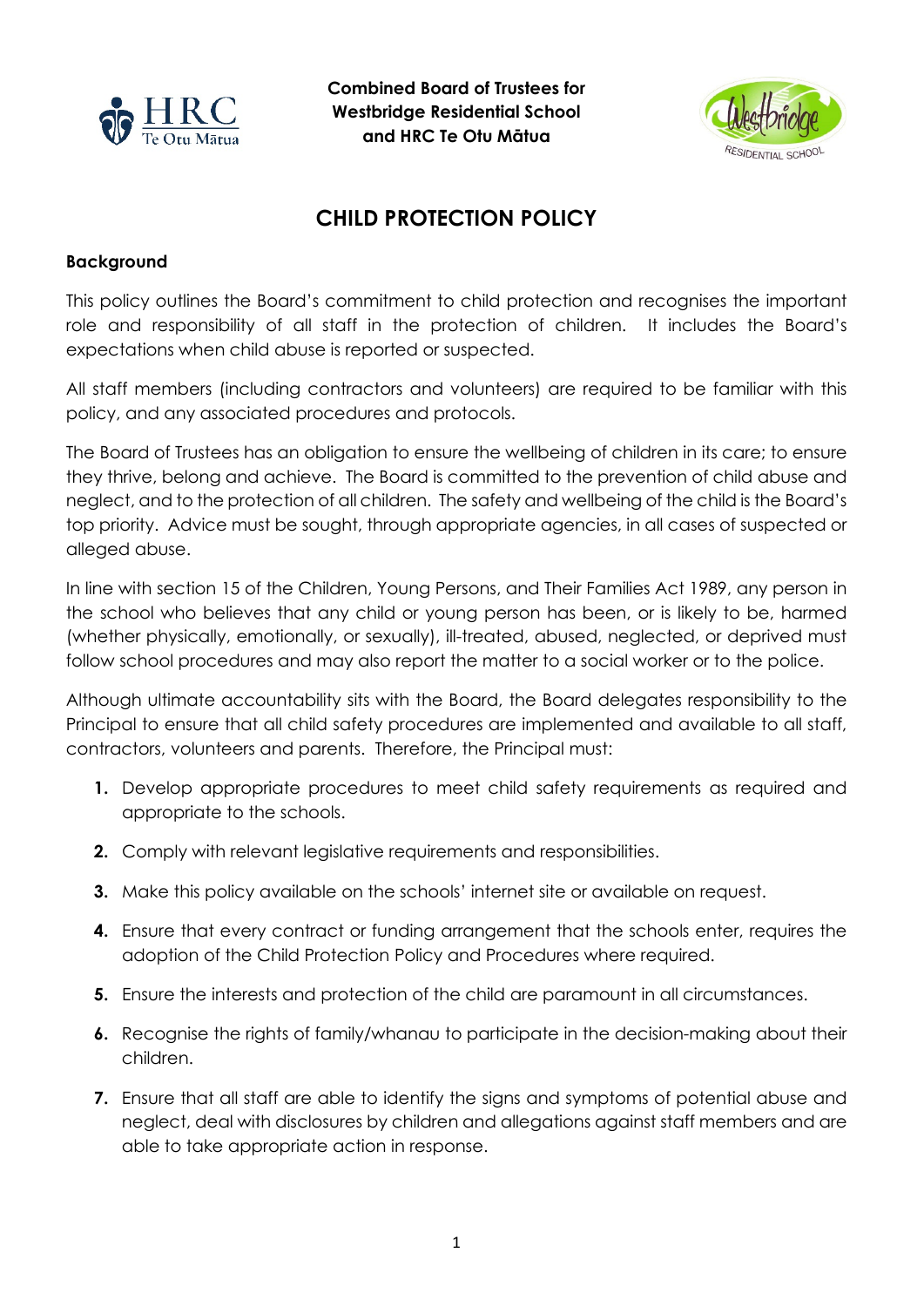**Combined Board of Trustees for Westbridge Residential School and HRC Te Otu Mātua**

# CHILD PROTECTION POLICY

**Background**

This policy outlines the Board's commitment to child protection and recognises the important role and responsibility of all staff in the protection of children. It includes the Board's expectations when child abuse is reported or suspected.

All staff members (including contractors and volunteers) are required to be familiar with this policy, and any associated procedures and protocols.

The Board of Trustees has an obligation to ensure the wellbeing of children in its care; to ensure they thrive, belong and achieve. The Board is committed to the prevention of child abuse and neglect, and to the protection of all children. The safety and wellbeing of the child is the Board's top priority. Advice must be sought, through appropriate agencies, in all cases of suspected or alleged abuse.

In line with section 15 of the Children, Young Persons, and Their Families Act 1989, any person in the school who believes that any child or young person has been, or is likely to be, harmed (whether physically, emotionally, or sexually), ill-treated, abused, neglected, or deprived must follow school procedures and may also report the matter to a social worker or to the police.

Although ultimate accountability sits with the Board, the Board delegates responsibility to the Principal to ensure that all child safety procedures are implemented and available to all staff, contractors, volunteers and parents. Therefore, the Principal must:

1. Develop appropriate procedures to meet child safety requirements as required and appropriate to the schools.
2. Comply with relevant legislative requirements and responsibilities.
3. Make this policy available on the schools' internet site or available on request.
4. Ensure that every contract or funding arrangement that the schools enter, requires the adoption of the Child Protection Policy and Procedures where required.
5. Ensure the interests and protection of the child are paramount in all circumstances.
6. Recognise the rights of family/whanau to participate in the decision-making about their children.
7. Ensure that all staff are able to identify the signs and symptoms of potential abuse and neglect, deal with disclosures by children and allegations against staff members and are able to take appropriate action in response.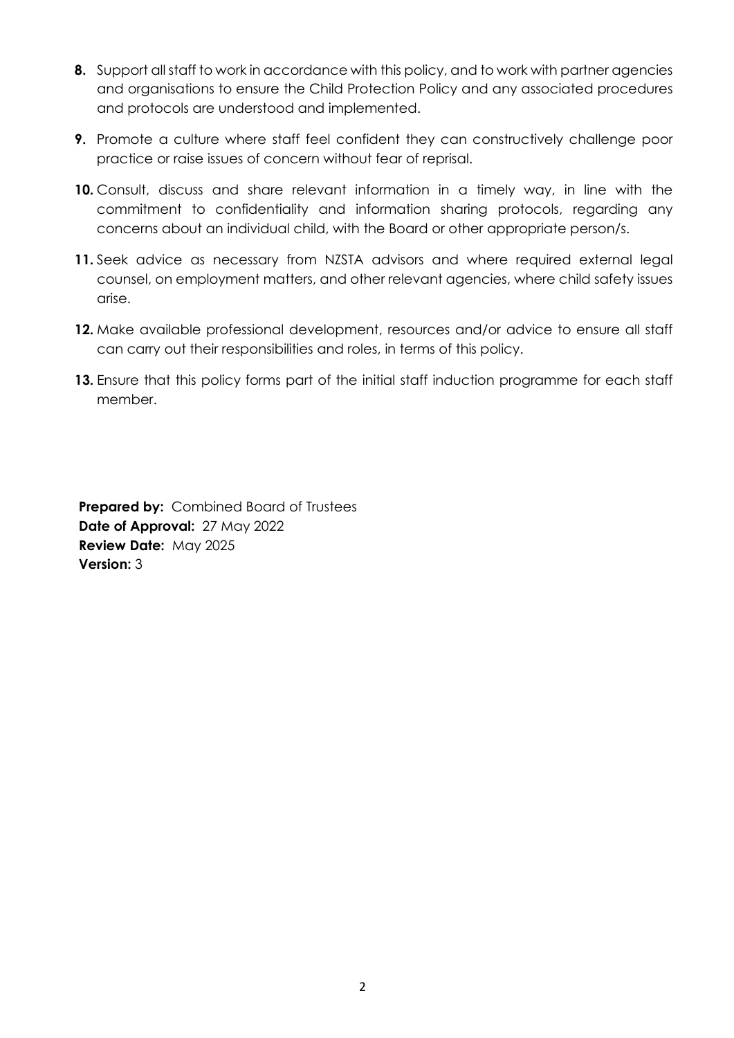8. Support all staff to work in accordance with this policy, and to work with partner agencies and organisations to ensure the Child Protection Policy and any associated procedures and protocols are understood and implemented.

9. Promote a culture where staff feel confident they can constructively challenge poor practice or raise issues of concern without fear of reprisal.

10. Consult, discuss and share relevant information in a timely way, in line with the commitment to confidentiality and information sharing protocols, regarding any concerns about an individual child, with the Board or other appropriate person/s.

11. Seek advice as necessary from NZSTA advisors and where required external legal counsel, on employment matters, and other relevant agencies, where child safety issues arise.

12. Make available professional development, resources and/or advice to ensure all staff can carry out their responsibilities and roles, in terms of this policy.

13. Ensure that this policy forms part of the initial staff induction programme for each staff member.

**Prepared by:** Combined Board of Trustees
**Date of Approval:** 27 May 2022
**Review Date:** May 2025
**Version:** 3